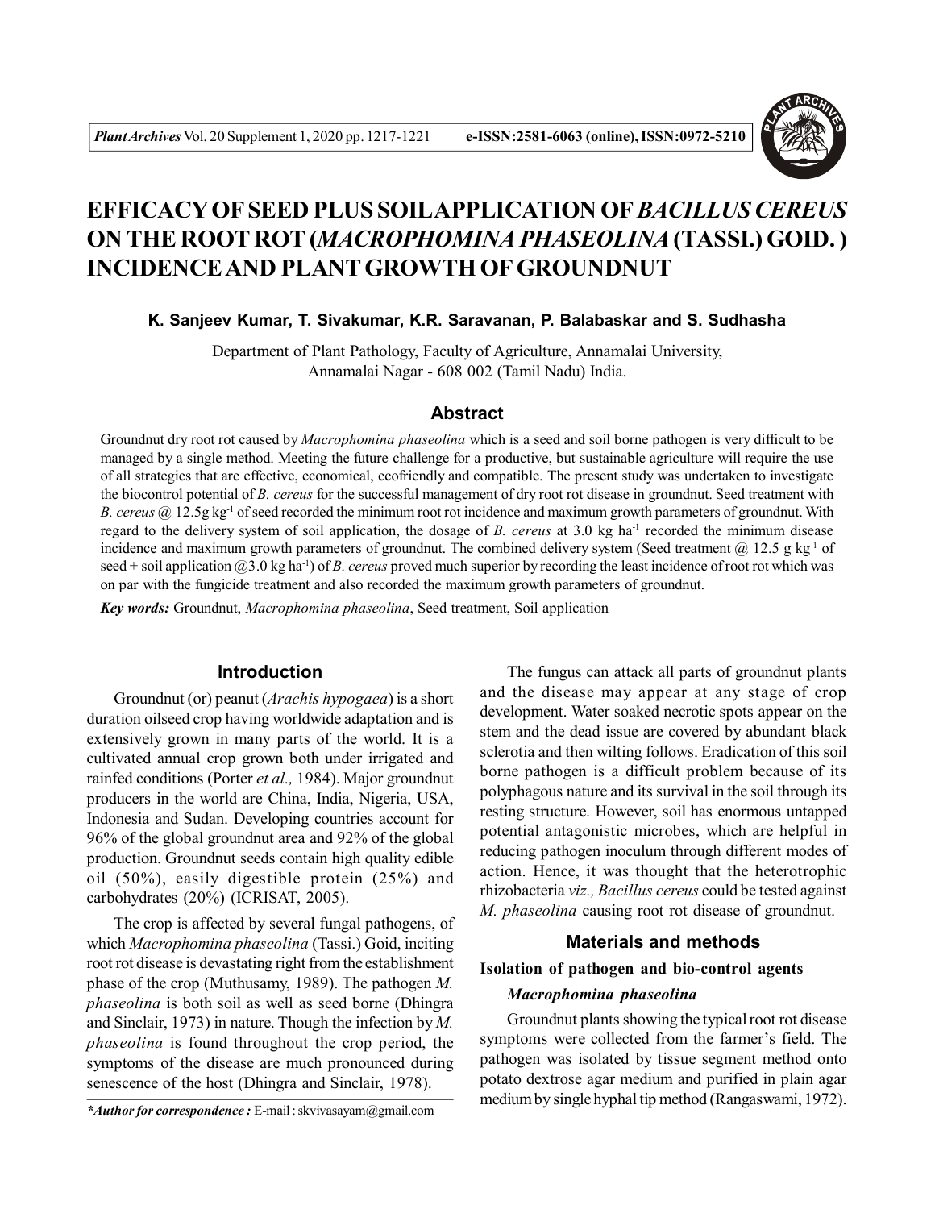# EFFICACY OF SEED PLUS SOIL APPLICATION OF *BACILLUS CEREUS* ON THE ROOT ROT (*MACROPHOMINA PHASEOLINA* (TASSI.) GOID.) INCIDENCE AND PLANT GROWTH OF GROUNDNUT

**K. Sanjeev Kumar, T. Sivakumar, K.R. Saravanan, P. Balabaskar and S. Sudhasha**

Department of Plant Pathology, Faculty of Agriculture, Annamalai University, Annamalai Nagar - 608 002 (Tamil Nadu) India.

## Abstract

Groundnut dry root rot caused by *Macrophomina phaseolina* which is a seed and soil borne pathogen is very difficult to be managed by a single method. Meeting the future challenge for a productive, but sustainable agriculture will require the use of all strategies that are effective, economical, ecofriendly and compatible. The present study was undertaken to investigate the biocontrol potential of *B. cereus* for the successful management of dry root rot disease in groundnut. Seed treatment with *B. cereus* @ 12.5g $kg^{-1}$ of seed recorded the minimum root rot incidence and maximum growth parameters of groundnut. With regard to the delivery system of soil application, the dosage of *B. cereus* at 3.0 kg $ha^{-1}$ recorded the minimum disease incidence and maximum growth parameters of groundnut. The combined delivery system (Seed treatment @ 12.5 g $kg^{-1}$ of seed + soil application @3.0 kg $ha^{-1}$) of *B. cereus* proved much superior by recording the least incidence of root rot which was on par with the fungicide treatment and also recorded the maximum growth parameters of groundnut.

***Key words:*** Groundnut, *Macrophomina phaseolina*, Seed treatment, Soil application

## Introduction

Groundnut (or) peanut (*Arachis hypogaea*) is a short duration oilseed crop having worldwide adaptation and is extensively grown in many parts of the world. It is a cultivated annual crop grown both under irrigated and rainfed conditions (Porter *et al.,* 1984). Major groundnut producers in the world are China, India, Nigeria, USA, Indonesia and Sudan. Developing countries account for 96% of the global groundnut area and 92% of the global production. Groundnut seeds contain high quality edible oil (50%), easily digestible protein (25%) and carbohydrates (20%) (ICRISAT, 2005).

The crop is affected by several fungal pathogens, of which *Macrophomina phaseolina* (Tassi.) Goid, inciting root rot disease is devastating right from the establishment phase of the crop (Muthusamy, 1989). The pathogen *M. phaseolina* is both soil as well as seed borne (Dhingra and Sinclair, 1973) in nature. Though the infection by *M. phaseolina* is found throughout the crop period, the symptoms of the disease are much pronounced during senescence of the host (Dhingra and Sinclair, 1978).

The fungus can attack all parts of groundnut plants and the disease may appear at any stage of crop development. Water soaked necrotic spots appear on the stem and the dead issue are covered by abundant black sclerotia and then wilting follows. Eradication of this soil borne pathogen is a difficult problem because of its polyphagous nature and its survival in the soil through its resting structure. However, soil has enormous untapped potential antagonistic microbes, which are helpful in reducing pathogen inoculum through different modes of action. Hence, it was thought that the heterotrophic rhizobacteria *viz., Bacillus cereus* could be tested against *M. phaseolina* causing root rot disease of groundnut.

## Materials and methods

### Isolation of pathogen and bio-control agents

#### *Macrophomina phaseolina*

Groundnut plants showing the typical root rot disease symptoms were collected from the farmer's field. The pathogen was isolated by tissue segment method onto potato dextrose agar medium and purified in plain agar medium by single hyphal tip method (Rangaswami, 1972).

*Author for correspondence : E-mail : skvivasayam@gmail.com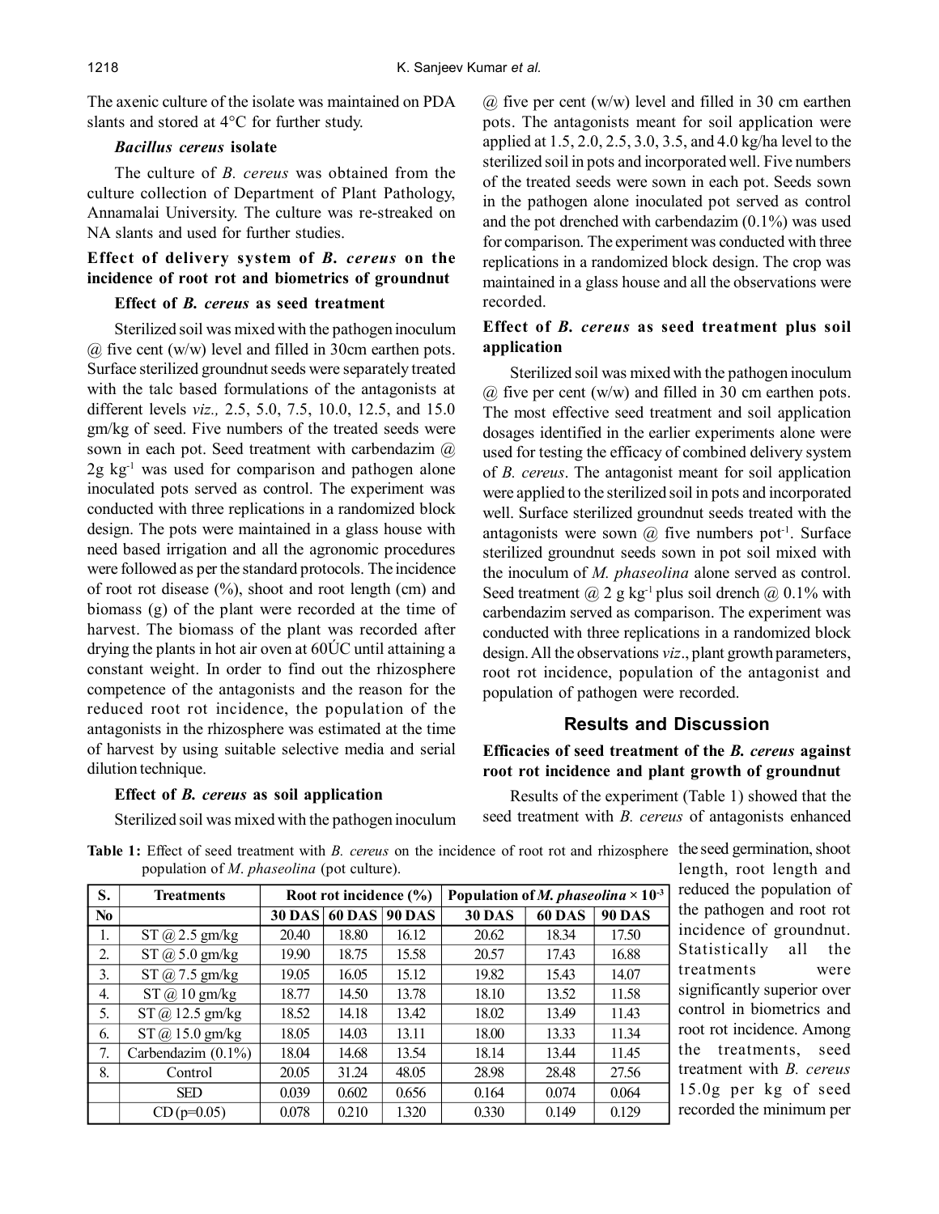The axenic culture of the isolate was maintained on PDA slants and stored at 4°C for further study.

***Bacillus cereus* isolate**

The culture of *B. cereus* was obtained from the culture collection of Department of Plant Pathology, Annamalai University. The culture was re-streaked on NA slants and used for further studies.

### Effect of delivery system of *B. cereus* on the incidence of root rot and biometrics of groundnut

**Effect of *B. cereus* as seed treatment**

Sterilized soil was mixed with the pathogen inoculum @ five cent (w/w) level and filled in 30cm earthen pots. Surface sterilized groundnut seeds were separately treated with the talc based formulations of the antagonists at different levels *viz.,* 2.5, 5.0, 7.5, 10.0, 12.5, and 15.0 gm/kg of seed. Five numbers of the treated seeds were sown in each pot. Seed treatment with carbendazim @ 2g $kg^{-1}$ was used for comparison and pathogen alone inoculated pots served as control. The experiment was conducted with three replications in a randomized block design. The pots were maintained in a glass house with need based irrigation and all the agronomic procedures were followed as per the standard protocols. The incidence of root rot disease (%), shoot and root length (cm) and biomass (g) of the plant were recorded at the time of harvest. The biomass of the plant was recorded after drying the plants in hot air oven at 60ÚC until attaining a constant weight. In order to find out the rhizosphere competence of the antagonists and the reason for the reduced root rot incidence, the population of the antagonists in the rhizosphere was estimated at the time of harvest by using suitable selective media and serial dilution technique.

**Effect of *B. cereus* as soil application**

Sterilized soil was mixed with the pathogen inoculum @ five per cent (w/w) level and filled in 30 cm earthen pots. The antagonists meant for soil application were applied at 1.5, 2.0, 2.5, 3.0, 3.5, and 4.0 kg/ha level to the sterilized soil in pots and incorporated well. Five numbers of the treated seeds were sown in each pot. Seeds sown in the pathogen alone inoculated pot served as control and the pot drenched with carbendazim (0.1%) was used for comparison. The experiment was conducted with three replications in a randomized block design. The crop was maintained in a glass house and all the observations were recorded.

### Effect of *B. cereus* as seed treatment plus soil application

Sterilized soil was mixed with the pathogen inoculum @ five per cent (w/w) and filled in 30 cm earthen pots. The most effective seed treatment and soil application dosages identified in the earlier experiments alone were used for testing the efficacy of combined delivery system of *B. cereus*. The antagonist meant for soil application were applied to the sterilized soil in pots and incorporated well. Surface sterilized groundnut seeds treated with the antagonists were sown @ five numbers $pot^{-1}$. Surface sterilized groundnut seeds sown in pot soil mixed with the inoculum of *M. phaseolina* alone served as control. Seed treatment @ 2 g $kg^{-1}$ plus soil drench @ 0.1% with carbendazim served as comparison. The experiment was conducted with three replications in a randomized block design. All the observations *viz*., plant growth parameters, root rot incidence, population of the antagonist and population of pathogen were recorded.

## Results and Discussion

### Efficacies of seed treatment of the *B. cereus* against root rot incidence and plant growth of groundnut

Results of the experiment (Table 1) showed that the seed treatment with *B. cereus* of antagonists enhanced the seed germination, shoot length, root length and reduced the population of the pathogen and root rot incidence of groundnut. Statistically all the treatments were significantly superior over control in biometrics and root rot incidence. Among the treatments, seed treatment with *B. cereus* 15.0g per kg of seed recorded the minimum per

**Table 1:** Effect of seed treatment with *B. cereus* on the incidence of root rot and rhizosphere population of *M. phaseolina* (pot culture).

| S. No | Treatments | Root rot incidence (%) | | | Population of *M. phaseolina* × $10^{-3}$ | | |
|---|---|---|---|---|---|---|---|
| | | 30 DAS | 60 DAS | 90 DAS | 30 DAS | 60 DAS | 90 DAS |
| 1. | ST @ 2.5 gm/kg | 20.40 | 18.80 | 16.12 | 20.62 | 18.34 | 17.50 |
| 2. | ST @ 5.0 gm/kg | 19.90 | 18.75 | 15.58 | 20.57 | 17.43 | 16.88 |
| 3. | ST @ 7.5 gm/kg | 19.05 | 16.05 | 15.12 | 19.82 | 15.43 | 14.07 |
| 4. | ST @ 10 gm/kg | 18.77 | 14.50 | 13.78 | 18.10 | 13.52 | 11.58 |
| 5. | ST @ 12.5 gm/kg | 18.52 | 14.18 | 13.42 | 18.02 | 13.49 | 11.43 |
| 6. | ST @ 15.0 gm/kg | 18.05 | 14.03 | 13.11 | 18.00 | 13.33 | 11.34 |
| 7. | Carbendazim (0.1%) | 18.04 | 14.68 | 13.54 | 18.14 | 13.44 | 11.45 |
| 8. | Control | 20.05 | 31.24 | 48.05 | 28.98 | 28.48 | 27.56 |
| | SED | 0.039 | 0.602 | 0.656 | 0.164 | 0.074 | 0.064 |
| | CD (p=0.05) | 0.078 | 0.210 | 1.320 | 0.330 | 0.149 | 0.129 |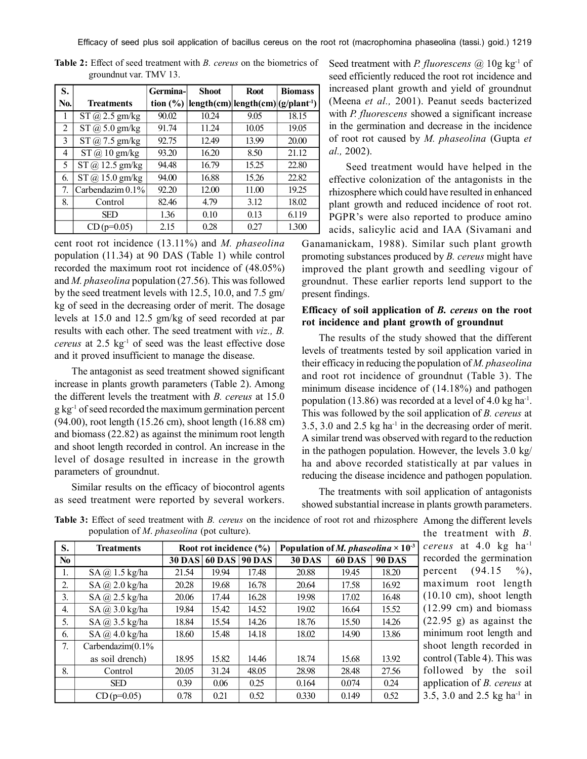**Table 2:** Effect of seed treatment with *B. cereus* on the biometrics of groundnut var. TMV 13.

| S. No. | Treatments | Germination (%) | Shoot length(cm) | Root length(cm) | Biomass (g/plant$^{-1}$) |
|---|---|---|---|---|---|
| 1 | ST @ 2.5 gm/kg | 90.02 | 10.24 | 9.05 | 18.15 |
| 2 | ST @ 5.0 gm/kg | 91.74 | 11.24 | 10.05 | 19.05 |
| 3 | ST @ 7.5 gm/kg | 92.75 | 12.49 | 13.99 | 20.00 |
| 4 | ST @ 10 gm/kg | 93.20 | 16.20 | 8.50 | 21.12 |
| 5 | ST @ 12.5 gm/kg | 94.48 | 16.79 | 15.25 | 22.80 |
| 6. | ST @ 15.0 gm/kg | 94.00 | 16.88 | 15.26 | 22.82 |
| 7. | Carbendazim 0.1% | 92.20 | 12.00 | 11.00 | 19.25 |
| 8. | Control | 82.46 | 4.79 | 3.12 | 18.02 |
| | SED | 1.36 | 0.10 | 0.13 | 6.119 |
| | CD (p=0.05) | 2.15 | 0.28 | 0.27 | 1.300 |

cent root rot incidence (13.11%) and *M. phaseolina* population (11.34) at 90 DAS (Table 1) while control recorded the maximum root rot incidence of (48.05%) and *M. phaseolina* population (27.56). This was followed by the seed treatment levels with 12.5, 10.0, and 7.5 gm/kg of seed in the decreasing order of merit. The dosage levels at 15.0 and 12.5 gm/kg of seed recorded at par results with each other. The seed treatment with *viz., B. cereus* at 2.5 kg$^{-1}$ of seed was the least effective dose and it proved insufficient to manage the disease.

The antagonist as seed treatment showed significant increase in plants growth parameters (Table 2). Among the different levels the treatment with *B. cereus* at 15.0 g kg$^{-1}$ of seed recorded the maximum germination percent (94.00), root length (15.26 cm), shoot length (16.88 cm) and biomass (22.82) as against the minimum root length and shoot length recorded in control. An increase in the level of dosage resulted in increase in the growth parameters of groundnut.

Similar results on the efficacy of biocontrol agents as seed treatment were reported by several workers. Seed treatment with *P. fluorescens* @ 10g kg$^{-1}$ of seed efficiently reduced the root rot incidence and increased plant growth and yield of groundnut (Meena *et al.,* 2001). Peanut seeds bacterized with *P. fluorescens* showed a significant increase in the germination and decrease in the incidence of root rot caused by *M. phaseolina* (Gupta *et al.,* 2002).

Seed treatment would have helped in the effective colonization of the antagonists in the rhizosphere which could have resulted in enhanced plant growth and reduced incidence of root rot. PGPR's were also reported to produce amino acids, salicylic acid and IAA (Sivamani and Ganamanickam, 1988). Similar such plant growth promoting substances produced by *B. cereus* might have improved the plant growth and seedling vigour of groundnut. These earlier reports lend support to the present findings.

### Efficacy of soil application of *B. cereus* on the root rot incidence and plant growth of groundnut

The results of the study showed that the different levels of treatments tested by soil application varied in their efficacy in reducing the population of *M. phaseolina* and root rot incidence of groundnut (Table 3). The minimum disease incidence of (14.18%) and pathogen population (13.86) was recorded at a level of 4.0 kg ha$^{-1}$. This was followed by the soil application of *B. cereus* at 3.5, 3.0 and 2.5 kg ha$^{-1}$ in the decreasing order of merit. A similar trend was observed with regard to the reduction in the pathogen population. However, the levels 3.0 kg/ha and above recorded statistically at par values in reducing the disease incidence and pathogen population.

The treatments with soil application of antagonists showed substantial increase in plants growth parameters. Among the different levels the treatment with *B. cereus* at 4.0 kg ha$^{-1}$ recorded the germination percent (94.15 %), maximum root length (10.10 cm), shoot length (12.99 cm) and biomass (22.95 g) as against the minimum root length and shoot length recorded in control (Table 4). This was followed by the soil application of *B. cereus* at 3.5, 3.0 and 2.5 kg ha$^{-1}$ in

**Table 3:** Effect of seed treatment with *B. cereus* on the incidence of root rot and rhizosphere population of *M. phaseolina* (pot culture).

| S. No | Treatments | Root rot incidence (%) | | | Population of *M. phaseolina* × $10^{-3}$ | | |
|---|---|---|---|---|---|---|---|
| | | 30 DAS | 60 DAS | 90 DAS | 30 DAS | 60 DAS | 90 DAS |
| 1. | SA @ 1.5 kg/ha | 21.54 | 19.94 | 17.48 | 20.88 | 19.45 | 18.20 |
| 2. | SA @ 2.0 kg/ha | 20.28 | 19.68 | 16.78 | 20.64 | 17.58 | 16.92 |
| 3. | SA @ 2.5 kg/ha | 20.06 | 17.44 | 16.28 | 19.98 | 17.02 | 16.48 |
| 4. | SA @ 3.0 kg/ha | 19.84 | 15.42 | 14.52 | 19.02 | 16.64 | 15.52 |
| 5. | SA @ 3.5 kg/ha | 18.84 | 15.54 | 14.26 | 18.76 | 15.50 | 14.26 |
| 6. | SA @ 4.0 kg/ha | 18.60 | 15.48 | 14.18 | 18.02 | 14.90 | 13.86 |
| 7. | Carbendazim(0.1% as soil drench) | 18.95 | 15.82 | 14.46 | 18.74 | 15.68 | 13.92 |
| 8. | Control | 20.05 | 31.24 | 48.05 | 28.98 | 28.48 | 27.56 |
| | SED | 0.39 | 0.06 | 0.25 | 0.164 | 0.074 | 0.24 |
| | CD (p=0.05) | 0.78 | 0.21 | 0.52 | 0.330 | 0.149 | 0.52 |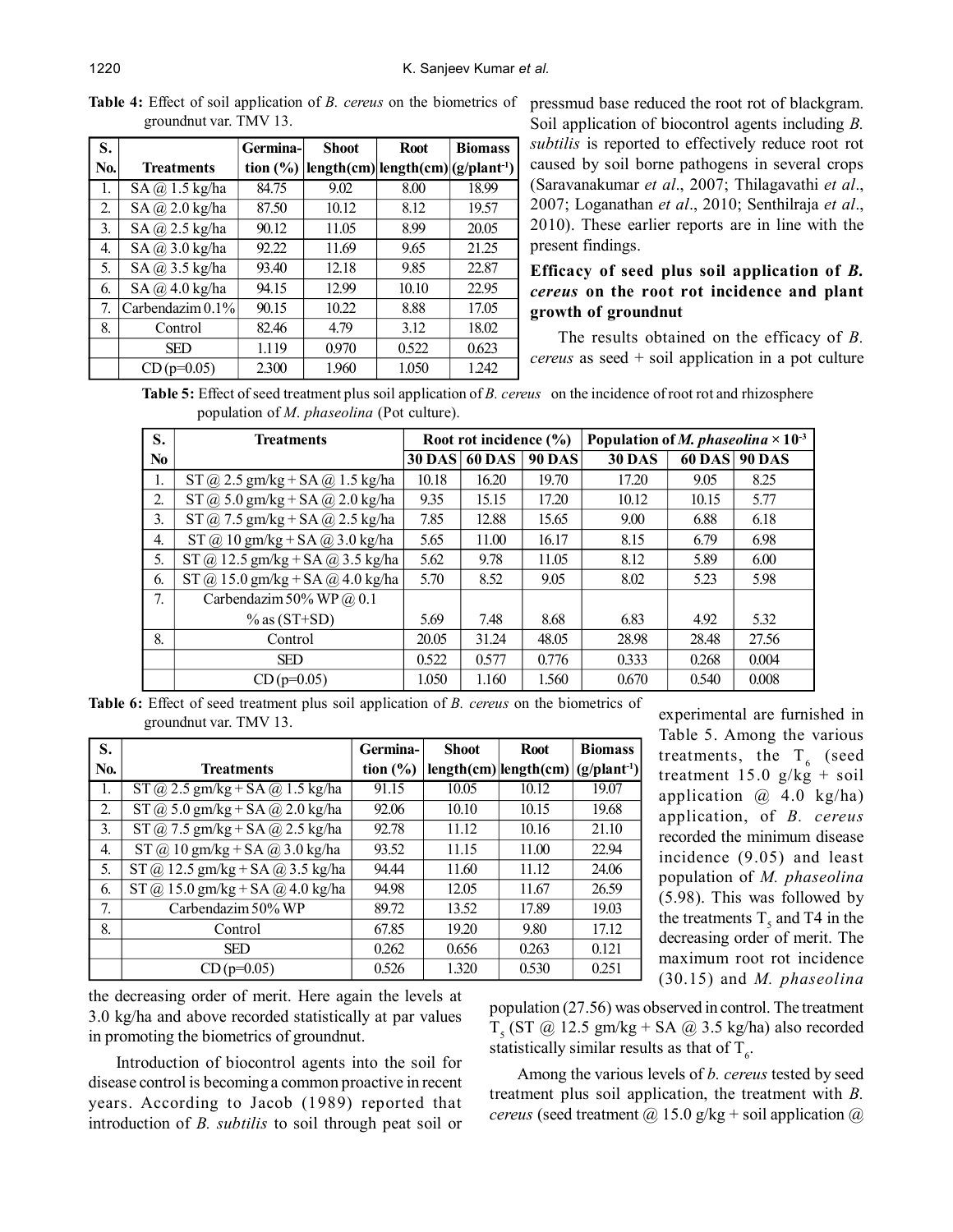**Table 4:** Effect of soil application of *B. cereus* on the biometrics of groundnut var. TMV 13.

| S. No. | Treatments | Germination (%) | Shoot length(cm) | Root length(cm) | Biomass (g/plant$^{-1}$) |
|---|---|---|---|---|---|
| 1. | SA @ 1.5 kg/ha | 84.75 | 9.02 | 8.00 | 18.99 |
| 2. | SA @ 2.0 kg/ha | 87.50 | 10.12 | 8.12 | 19.57 |
| 3. | SA @ 2.5 kg/ha | 90.12 | 11.05 | 8.99 | 20.05 |
| 4. | SA @ 3.0 kg/ha | 92.22 | 11.69 | 9.65 | 21.25 |
| 5. | SA @ 3.5 kg/ha | 93.40 | 12.18 | 9.85 | 22.87 |
| 6. | SA @ 4.0 kg/ha | 94.15 | 12.99 | 10.10 | 22.95 |
| 7. | Carbendazim 0.1% | 90.15 | 10.22 | 8.88 | 17.05 |
| 8. | Control | 82.46 | 4.79 | 3.12 | 18.02 |
| | SED | 1.119 | 0.970 | 0.522 | 0.623 |
| | CD (p=0.05) | 2.300 | 1.960 | 1.050 | 1.242 |

pressmud base reduced the root rot of blackgram. Soil application of biocontrol agents including *B. subtilis* is reported to effectively reduce root rot caused by soil borne pathogens in several crops (Saravanakumar *et al*., 2007; Thilagavathi *et al*., 2007; Loganathan *et al*., 2010; Senthilraja *et al*., 2010). These earlier reports are in line with the present findings.

### Efficacy of seed plus soil application of *B. cereus* on the root rot incidence and plant growth of groundnut

The results obtained on the efficacy of *B. cereus* as seed + soil application in a pot culture experimental are furnished in Table 5. Among the various treatments, the $T_6$ (seed treatment 15.0 g/kg + soil application @ 4.0 kg/ha) application, of *B. cereus* recorded the minimum disease incidence (9.05) and least population of *M. phaseolina* (5.98). This was followed by the treatments $T_5$ and T4 in the decreasing order of merit. The maximum root rot incidence (30.15) and *M. phaseolina* population (27.56) was observed in control. The treatment $T_5$ (ST @ 12.5 gm/kg + SA @ 3.5 kg/ha) also recorded statistically similar results as that of $T_6$.

**Table 5:** Effect of seed treatment plus soil application of *B. cereus* on the incidence of root rot and rhizosphere population of *M. phaseolina* (Pot culture).

| S. No | Treatments | Root rot incidence (%) | | | Population of *M. phaseolina* × $10^{-3}$ | | |
|---|---|---|---|---|---|---|---|
| | | 30 DAS | 60 DAS | 90 DAS | 30 DAS | 60 DAS | 90 DAS |
| 1. | ST @ 2.5 gm/kg + SA @ 1.5 kg/ha | 10.18 | 16.20 | 19.70 | 17.20 | 9.05 | 8.25 |
| 2. | ST @ 5.0 gm/kg + SA @ 2.0 kg/ha | 9.35 | 15.15 | 17.20 | 10.12 | 10.15 | 5.77 |
| 3. | ST @ 7.5 gm/kg + SA @ 2.5 kg/ha | 7.85 | 12.88 | 15.65 | 9.00 | 6.88 | 6.18 |
| 4. | ST @ 10 gm/kg + SA @ 3.0 kg/ha | 5.65 | 11.00 | 16.17 | 8.15 | 6.79 | 6.98 |
| 5. | ST @ 12.5 gm/kg + SA @ 3.5 kg/ha | 5.62 | 9.78 | 11.05 | 8.12 | 5.89 | 6.00 |
| 6. | ST @ 15.0 gm/kg + SA @ 4.0 kg/ha | 5.70 | 8.52 | 9.05 | 8.02 | 5.23 | 5.98 |
| 7. | Carbendazim 50% WP @ 0.1 % as (ST+SD) | 5.69 | 7.48 | 8.68 | 6.83 | 4.92 | 5.32 |
| 8. | Control | 20.05 | 31.24 | 48.05 | 28.98 | 28.48 | 27.56 |
| | SED | 0.522 | 0.577 | 0.776 | 0.333 | 0.268 | 0.004 |
| | CD (p=0.05) | 1.050 | 1.160 | 1.560 | 0.670 | 0.540 | 0.008 |

**Table 6:** Effect of seed treatment plus soil application of *B. cereus* on the biometrics of groundnut var. TMV 13.

| S. No. | Treatments | Germination (%) | Shoot length(cm) | Root length(cm) | Biomass (g/plant$^{-1}$) |
|---|---|---|---|---|---|
| 1. | ST @ 2.5 gm/kg + SA @ 1.5 kg/ha | 91.15 | 10.05 | 10.12 | 19.07 |
| 2. | ST @ 5.0 gm/kg + SA @ 2.0 kg/ha | 92.06 | 10.10 | 10.15 | 19.68 |
| 3. | ST @ 7.5 gm/kg + SA @ 2.5 kg/ha | 92.78 | 11.12 | 10.16 | 21.10 |
| 4. | ST @ 10 gm/kg + SA @ 3.0 kg/ha | 93.52 | 11.15 | 11.00 | 22.94 |
| 5. | ST @ 12.5 gm/kg + SA @ 3.5 kg/ha | 94.44 | 11.60 | 11.12 | 24.06 |
| 6. | ST @ 15.0 gm/kg + SA @ 4.0 kg/ha | 94.98 | 12.05 | 11.67 | 26.59 |
| 7. | Carbendazim 50% WP | 89.72 | 13.52 | 17.89 | 19.03 |
| 8. | Control | 67.85 | 19.20 | 9.80 | 17.12 |
| | SED | 0.262 | 0.656 | 0.263 | 0.121 |
| | CD (p=0.05) | 0.526 | 1.320 | 0.530 | 0.251 |

the decreasing order of merit. Here again the levels at 3.0 kg/ha and above recorded statistically at par values in promoting the biometrics of groundnut.

Introduction of biocontrol agents into the soil for disease control is becoming a common proactive in recent years. According to Jacob (1989) reported that introduction of *B. subtilis* to soil through peat soil or

Among the various levels of *b. cereus* tested by seed treatment plus soil application, the treatment with *B. cereus* (seed treatment @ 15.0 g/kg + soil application @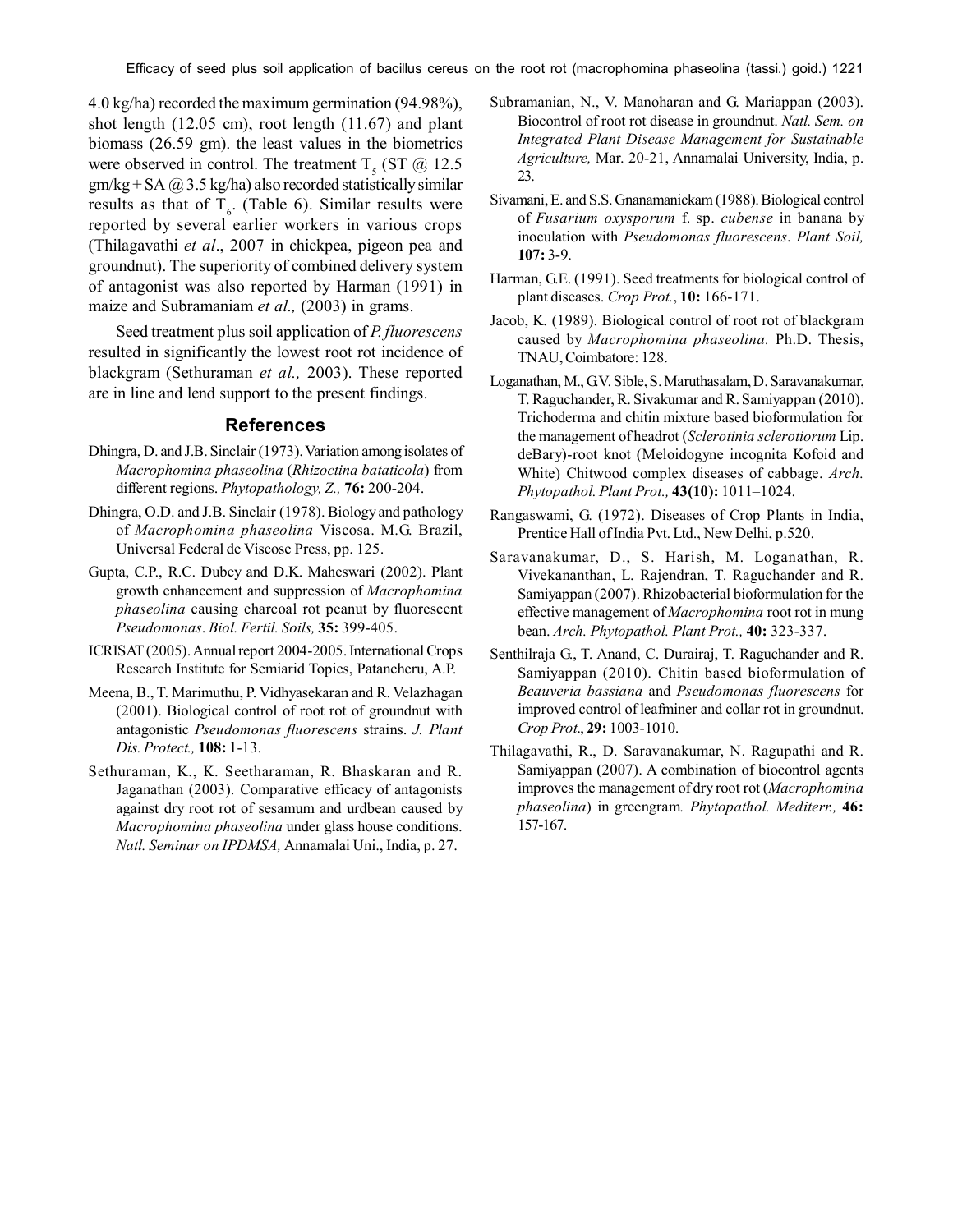4.0 kg/ha) recorded the maximum germination (94.98%), shot length (12.05 cm), root length (11.67) and plant biomass (26.59 gm). the least values in the biometrics were observed in control. The treatment $T_5$ (ST @ 12.5 gm/kg + SA @ 3.5 kg/ha) also recorded statistically similar results as that of $T_6$. (Table 6). Similar results were reported by several earlier workers in various crops (Thilagavathi *et al*., 2007 in chickpea, pigeon pea and groundnut). The superiority of combined delivery system of antagonist was also reported by Harman (1991) in maize and Subramaniam *et al.,* (2003) in grams.

Seed treatment plus soil application of *P. fluorescens* resulted in significantly the lowest root rot incidence of blackgram (Sethuraman *et al.,* 2003). These reported are in line and lend support to the present findings.

## References

Dhingra, D. and J.B. Sinclair (1973). Variation among isolates of *Macrophomina phaseolina* (*Rhizoctina bataticola*) from different regions. *Phytopathology, Z.,* **76:** 200-204.

Dhingra, O.D. and J.B. Sinclair (1978). Biology and pathology of *Macrophomina phaseolina* Viscosa. M.G. Brazil, Universal Federal de Viscose Press, pp. 125.

Gupta, C.P., R.C. Dubey and D.K. Maheswari (2002). Plant growth enhancement and suppression of *Macrophomina phaseolina* causing charcoal rot peanut by fluorescent *Pseudomonas*. *Biol. Fertil. Soils,* **35:** 399-405.

ICRISAT (2005). Annual report 2004-2005. International Crops Research Institute for Semiarid Topics, Patancheru, A.P.

Meena, B., T. Marimuthu, P. Vidhyasekaran and R. Velazhagan (2001). Biological control of root rot of groundnut with antagonistic *Pseudomonas fluorescens* strains. *J. Plant Dis. Protect.,* **108:** 1-13.

Sethuraman, K., K. Seetharaman, R. Bhaskaran and R. Jaganathan (2003). Comparative efficacy of antagonists against dry root rot of sesamum and urdbean caused by *Macrophomina phaseolina* under glass house conditions. *Natl. Seminar on IPDMSA,* Annamalai Uni., India, p. 27.

Subramanian, N., V. Manoharan and G. Mariappan (2003). Biocontrol of root rot disease in groundnut. *Natl. Sem. on Integrated Plant Disease Management for Sustainable Agriculture,* Mar. 20-21, Annamalai University, India, p. 23.

Sivamani, E. and S.S. Gnanamanickam (1988). Biological control of *Fusarium oxysporum* f. sp. *cubense* in banana by inoculation with *Pseudomonas fluorescens*. *Plant Soil,* **107:** 3-9.

Harman, G.E. (1991). Seed treatments for biological control of plant diseases. *Crop Prot.*, **10:** 166-171.

Jacob, K. (1989). Biological control of root rot of blackgram caused by *Macrophomina phaseolina.* Ph.D. Thesis, TNAU, Coimbatore: 128.

Loganathan, M., G.V. Sible, S. Maruthasalam, D. Saravanakumar, T. Raguchander, R. Sivakumar and R. Samiyappan (2010). Trichoderma and chitin mixture based bioformulation for the management of headrot (*Sclerotinia sclerotiorum* Lip. deBary)-root knot (Meloidogyne incognita Kofoid and White) Chitwood complex diseases of cabbage. *Arch. Phytopathol. Plant Prot.,* **43(10):** 1011–1024.

Rangaswami, G. (1972). Diseases of Crop Plants in India, Prentice Hall of India Pvt. Ltd., New Delhi, p.520.

Saravanakumar, D., S. Harish, M. Loganathan, R. Vivekananthan, L. Rajendran, T. Raguchander and R. Samiyappan (2007). Rhizobacterial bioformulation for the effective management of *Macrophomina* root rot in mung bean. *Arch. Phytopathol. Plant Prot.,* **40:** 323-337.

Senthilraja G., T. Anand, C. Durairaj, T. Raguchander and R. Samiyappan (2010). Chitin based bioformulation of *Beauveria bassiana* and *Pseudomonas fluorescens* for improved control of leafminer and collar rot in groundnut. *Crop Prot*., **29:** 1003-1010.

Thilagavathi, R., D. Saravanakumar, N. Ragupathi and R. Samiyappan (2007). A combination of biocontrol agents improves the management of dry root rot (*Macrophomina phaseolina*) in greengram*. Phytopathol. Mediterr.,* **46:** 157-167.